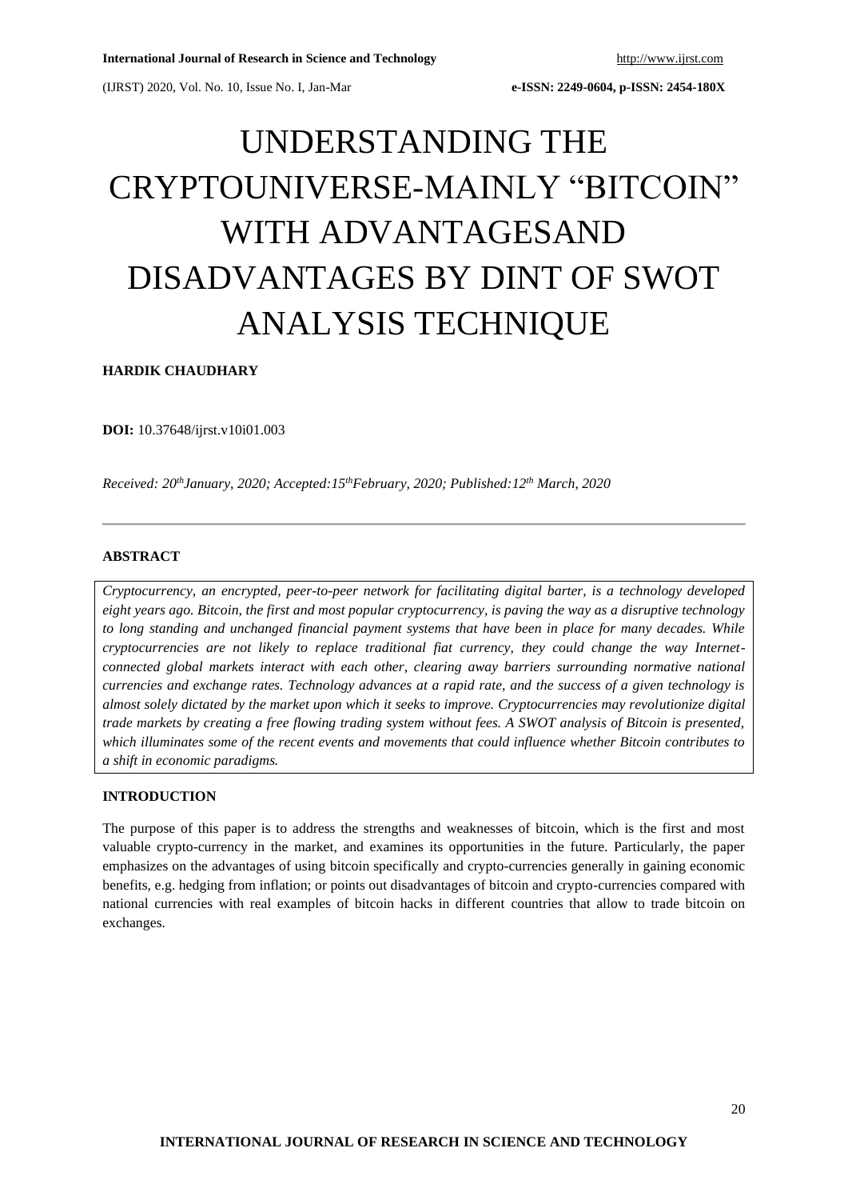# UNDERSTANDING THE CRYPTOUNIVERSE-MAINLY "BITCOIN" WITH ADVANTAGESAND DISADVANTAGES BY DINT OF SWOT ANALYSIS TECHNIQUE

**HARDIK CHAUDHARY**

**DOI:** 10.37648/ijrst.v10i01.003

*Received: 20th January, 2020; Accepted:15th February, 2020; Published:12th March, 2020*

## ABSTRACT

*Cryptocurrency, an encrypted, peer-to-peer network for facilitating digital barter, is a technology developed eight years ago. Bitcoin, the first and most popular cryptocurrency, is paving the way as a disruptive technology to long standing and unchanged financial payment systems that have been in place for many decades. While cryptocurrencies are not likely to replace traditional fiat currency, they could change the way Internet-connected global markets interact with each other, clearing away barriers surrounding normative national currencies and exchange rates. Technology advances at a rapid rate, and the success of a given technology is almost solely dictated by the market upon which it seeks to improve. Cryptocurrencies may revolutionize digital trade markets by creating a free flowing trading system without fees. A SWOT analysis of Bitcoin is presented, which illuminates some of the recent events and movements that could influence whether Bitcoin contributes to a shift in economic paradigms.*

## INTRODUCTION

The purpose of this paper is to address the strengths and weaknesses of bitcoin, which is the first and most valuable crypto-currency in the market, and examines its opportunities in the future. Particularly, the paper emphasizes on the advantages of using bitcoin specifically and crypto-currencies generally in gaining economic benefits, e.g. hedging from inflation; or points out disadvantages of bitcoin and crypto-currencies compared with national currencies with real examples of bitcoin hacks in different countries that allow to trade bitcoin on exchanges.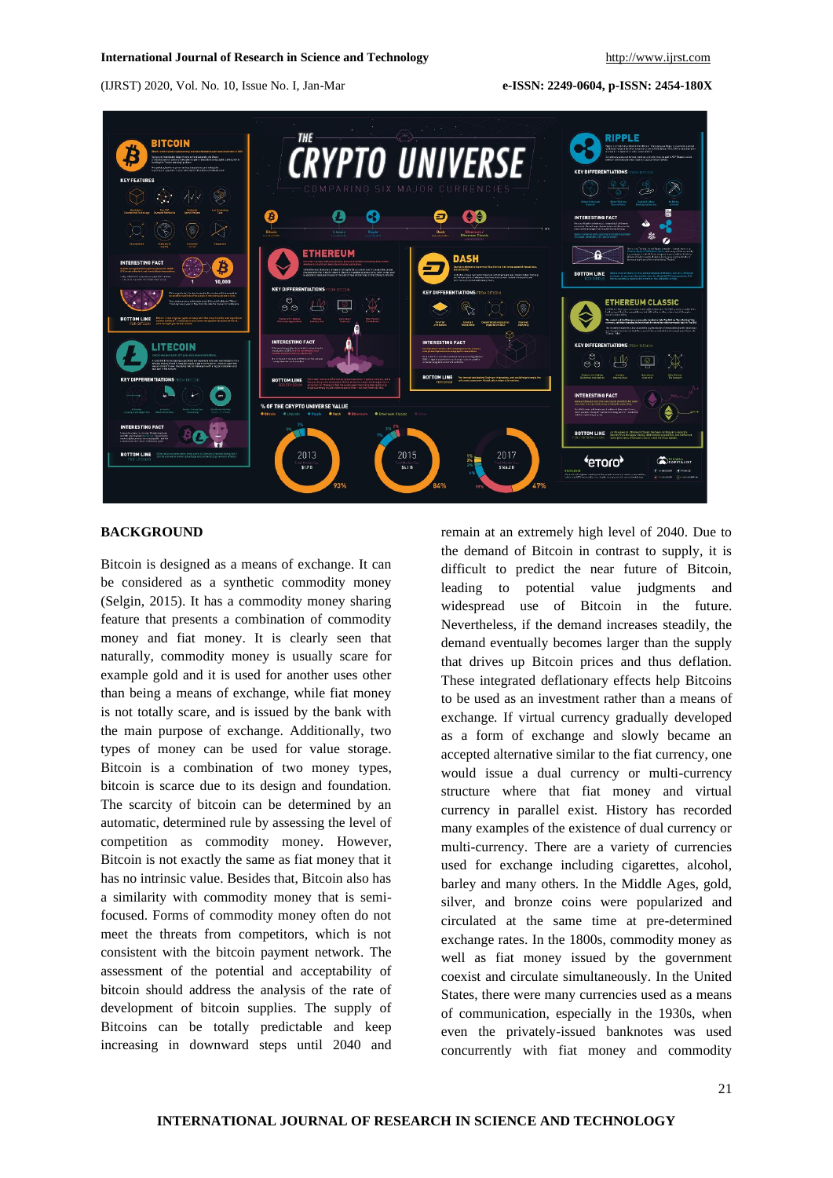## BACKGROUND

Bitcoin is designed as a means of exchange. It can be considered as a synthetic commodity money (Selgin, 2015). It has a commodity money sharing feature that presents a combination of commodity money and fiat money. It is clearly seen that naturally, commodity money is usually scare for example gold and it is used for another uses other than being a means of exchange, while fiat money is not totally scare, and is issued by the bank with the main purpose of exchange. Additionally, two types of money can be used for value storage. Bitcoin is a combination of two money types, bitcoin is scarce due to its design and foundation. The scarcity of bitcoin can be determined by an automatic, determined rule by assessing the level of competition as commodity money. However, Bitcoin is not exactly the same as fiat money that it has no intrinsic value. Besides that, Bitcoin also has a similarity with commodity money that is semi-focused. Forms of commodity money often do not meet the threats from competitors, which is not consistent with the bitcoin payment network. The assessment of the potential and acceptability of bitcoin should address the analysis of the rate of development of bitcoin supplies. The supply of Bitcoins can be totally predictable and keep increasing in downward steps until 2040 and remain at an extremely high level of 2040. Due to the demand of Bitcoin in contrast to supply, it is difficult to predict the near future of Bitcoin, leading to potential value judgments and widespread use of Bitcoin in the future. Nevertheless, if the demand increases steadily, the demand eventually becomes larger than the supply that drives up Bitcoin prices and thus deflation. These integrated deflationary effects help Bitcoins to be used as an investment rather than a means of exchange. If virtual currency gradually developed as a form of exchange and slowly became an accepted alternative similar to the fiat currency, one would issue a dual currency or multi-currency structure where that fiat money and virtual currency in parallel exist. History has recorded many examples of the existence of dual currency or multi-currency. There are a variety of currencies used for exchange including cigarettes, alcohol, barley and many others. In the Middle Ages, gold, silver, and bronze coins were popularized and circulated at the same time at pre-determined exchange rates. In the 1800s, commodity money as well as fiat money issued by the government coexist and circulate simultaneously. In the United States, there were many currencies used as a means of communication, especially in the 1930s, when even the privately-issued banknotes was used concurrently with fiat money and commodity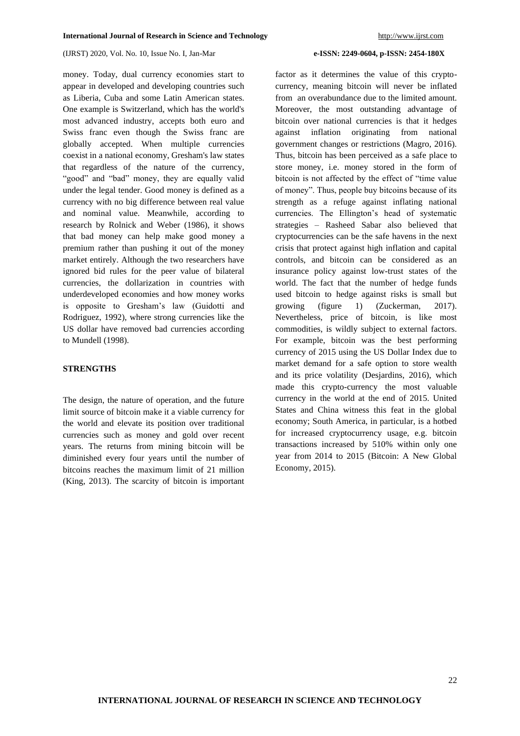money. Today, dual currency economies start to appear in developed and developing countries such as Liberia, Cuba and some Latin American states. One example is Switzerland, which has the world's most advanced industry, accepts both euro and Swiss franc even though the Swiss franc are globally accepted. When multiple currencies coexist in a national economy, Gresham's law states that regardless of the nature of the currency, “good” and “bad” money, they are equally valid under the legal tender. Good money is defined as a currency with no big difference between real value and nominal value. Meanwhile, according to research by Rolnick and Weber (1986), it shows that bad money can help make good money a premium rather than pushing it out of the money market entirely. Although the two researchers have ignored bid rules for the peer value of bilateral currencies, the dollarization in countries with underdeveloped economies and how money works is opposite to Gresham’s law (Guidotti and Rodriguez, 1992), where strong currencies like the US dollar have removed bad currencies according to Mundell (1998).

## STRENGTHS

The design, the nature of operation, and the future limit source of bitcoin make it a viable currency for the world and elevate its position over traditional currencies such as money and gold over recent years. The returns from mining bitcoin will be diminished every four years until the number of bitcoins reaches the maximum limit of 21 million (King, 2013). The scarcity of bitcoin is important factor as it determines the value of this crypto-currency, meaning bitcoin will never be inflated from an overabundance due to the limited amount. Moreover, the most outstanding advantage of bitcoin over national currencies is that it hedges against inflation originating from national government changes or restrictions (Magro, 2016). Thus, bitcoin has been perceived as a safe place to store money, i.e. money stored in the form of bitcoin is not affected by the effect of “time value of money”. Thus, people buy bitcoins because of its strength as a refuge against inflating national currencies. The Ellington’s head of systematic strategies – Rasheed Sabar also believed that cryptocurrencies can be the safe havens in the next crisis that protect against high inflation and capital controls, and bitcoin can be considered as an insurance policy against low-trust states of the world. The fact that the number of hedge funds used bitcoin to hedge against risks is small but growing (figure 1) (Zuckerman, 2017). Nevertheless, price of bitcoin, is like most commodities, is wildly subject to external factors. For example, bitcoin was the best performing currency of 2015 using the US Dollar Index due to market demand for a safe option to store wealth and its price volatility (Desjardins, 2016), which made this crypto-currency the most valuable currency in the world at the end of 2015. United States and China witness this feat in the global economy; South America, in particular, is a hotbed for increased cryptocurrency usage, e.g. bitcoin transactions increased by 510% within only one year from 2014 to 2015 (Bitcoin: A New Global Economy, 2015).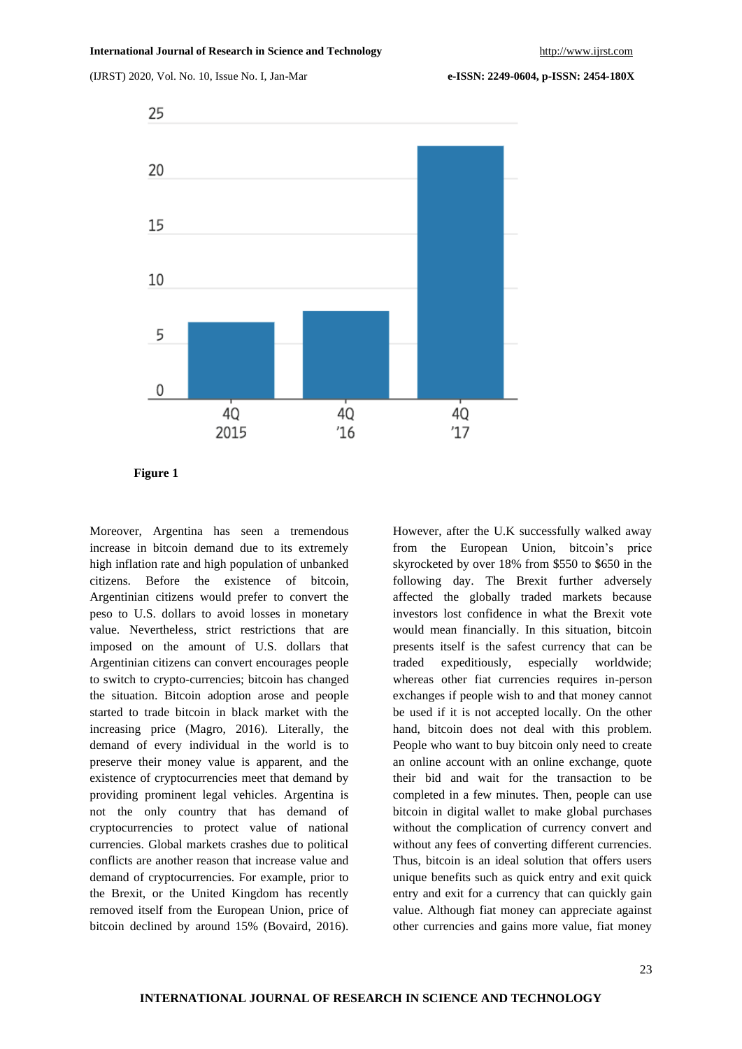Figure 1

Moreover, Argentina has seen a tremendous increase in bitcoin demand due to its extremely high inflation rate and high population of unbanked citizens. Before the existence of bitcoin, Argentinian citizens would prefer to convert the peso to U.S. dollars to avoid losses in monetary value. Nevertheless, strict restrictions that are imposed on the amount of U.S. dollars that Argentinian citizens can convert encourages people to switch to crypto-currencies; bitcoin has changed the situation. Bitcoin adoption arose and people started to trade bitcoin in black market with the increasing price (Magro, 2016). Literally, the demand of every individual in the world is to preserve their money value is apparent, and the existence of cryptocurrencies meet that demand by providing prominent legal vehicles. Argentina is not the only country that has demand of cryptocurrencies to protect value of national currencies. Global markets crashes due to political conflicts are another reason that increase value and demand of cryptocurrencies. For example, prior to the Brexit, or the United Kingdom has recently removed itself from the European Union, price of bitcoin declined by around 15% (Bovaird, 2016). However, after the U.K successfully walked away from the European Union, bitcoin's price skyrocketed by over 18% from $550 to $650 in the following day. The Brexit further adversely affected the globally traded markets because investors lost confidence in what the Brexit vote would mean financially. In this situation, bitcoin presents itself is the safest currency that can be traded expeditiously, especially worldwide; whereas other fiat currencies requires in-person exchanges if people wish to and that money cannot be used if it is not accepted locally. On the other hand, bitcoin does not deal with this problem. People who want to buy bitcoin only need to create an online account with an online exchange, quote their bid and wait for the transaction to be completed in a few minutes. Then, people can use bitcoin in digital wallet to make global purchases without the complication of currency convert and without any fees of converting different currencies. Thus, bitcoin is an ideal solution that offers users unique benefits such as quick entry and exit quick entry and exit for a currency that can quickly gain value. Although fiat money can appreciate against other currencies and gains more value, fiat money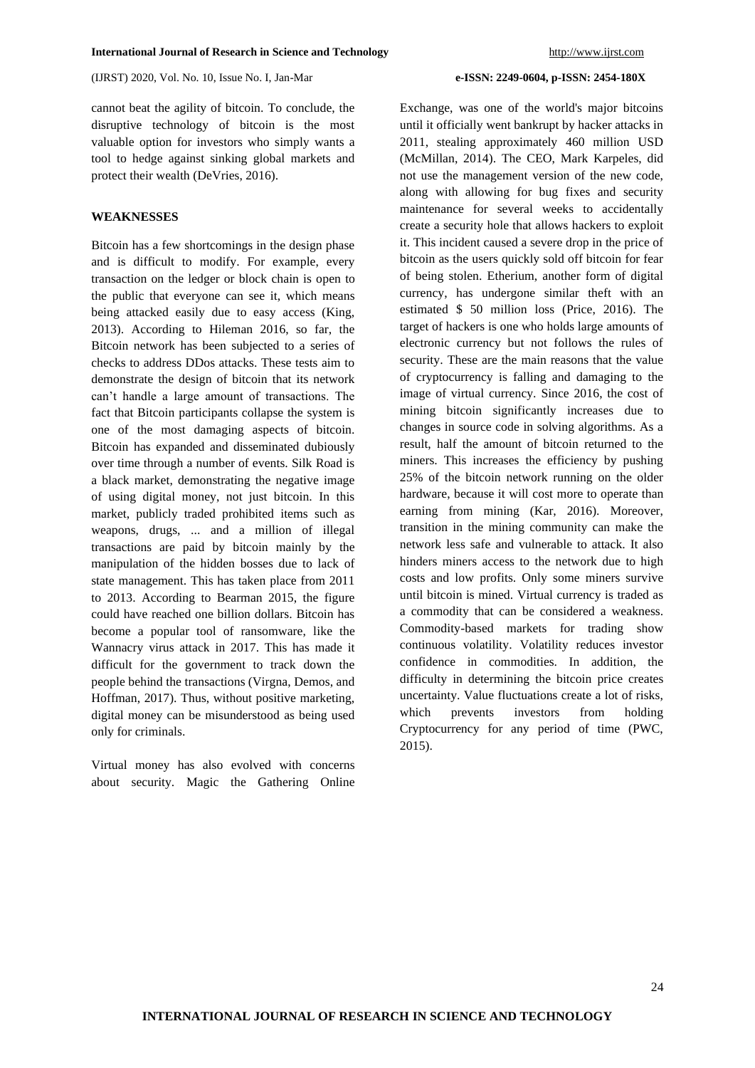cannot beat the agility of bitcoin. To conclude, the disruptive technology of bitcoin is the most valuable option for investors who simply wants a tool to hedge against sinking global markets and protect their wealth (DeVries, 2016).

## WEAKNESSES

Bitcoin has a few shortcomings in the design phase and is difficult to modify. For example, every transaction on the ledger or block chain is open to the public that everyone can see it, which means being attacked easily due to easy access (King, 2013). According to Hileman 2016, so far, the Bitcoin network has been subjected to a series of checks to address DDos attacks. These tests aim to demonstrate the design of bitcoin that its network can't handle a large amount of transactions. The fact that Bitcoin participants collapse the system is one of the most damaging aspects of bitcoin. Bitcoin has expanded and disseminated dubiously over time through a number of events. Silk Road is a black market, demonstrating the negative image of using digital money, not just bitcoin. In this market, publicly traded prohibited items such as weapons, drugs, ... and a million of illegal transactions are paid by bitcoin mainly by the manipulation of the hidden bosses due to lack of state management. This has taken place from 2011 to 2013. According to Bearman 2015, the figure could have reached one billion dollars. Bitcoin has become a popular tool of ransomware, like the Wannacry virus attack in 2017. This has made it difficult for the government to track down the people behind the transactions (Virgna, Demos, and Hoffman, 2017). Thus, without positive marketing, digital money can be misunderstood as being used only for criminals.

Virtual money has also evolved with concerns about security. Magic the Gathering Online Exchange, was one of the world's major bitcoins until it officially went bankrupt by hacker attacks in 2011, stealing approximately 460 million USD (McMillan, 2014). The CEO, Mark Karpeles, did not use the management version of the new code, along with allowing for bug fixes and security maintenance for several weeks to accidentally create a security hole that allows hackers to exploit it. This incident caused a severe drop in the price of bitcoin as the users quickly sold off bitcoin for fear of being stolen. Etherium, another form of digital currency, has undergone similar theft with an estimated $ 50 million loss (Price, 2016). The target of hackers is one who holds large amounts of electronic currency but not follows the rules of security. These are the main reasons that the value of cryptocurrency is falling and damaging to the image of virtual currency. Since 2016, the cost of mining bitcoin significantly increases due to changes in source code in solving algorithms. As a result, half the amount of bitcoin returned to the miners. This increases the efficiency by pushing 25% of the bitcoin network running on the older hardware, because it will cost more to operate than earning from mining (Kar, 2016). Moreover, transition in the mining community can make the network less safe and vulnerable to attack. It also hinders miners access to the network due to high costs and low profits. Only some miners survive until bitcoin is mined. Virtual currency is traded as a commodity that can be considered a weakness. Commodity-based markets for trading show continuous volatility. Volatility reduces investor confidence in commodities. In addition, the difficulty in determining the bitcoin price creates uncertainty. Value fluctuations create a lot of risks, which prevents investors from holding Cryptocurrency for any period of time (PWC, 2015).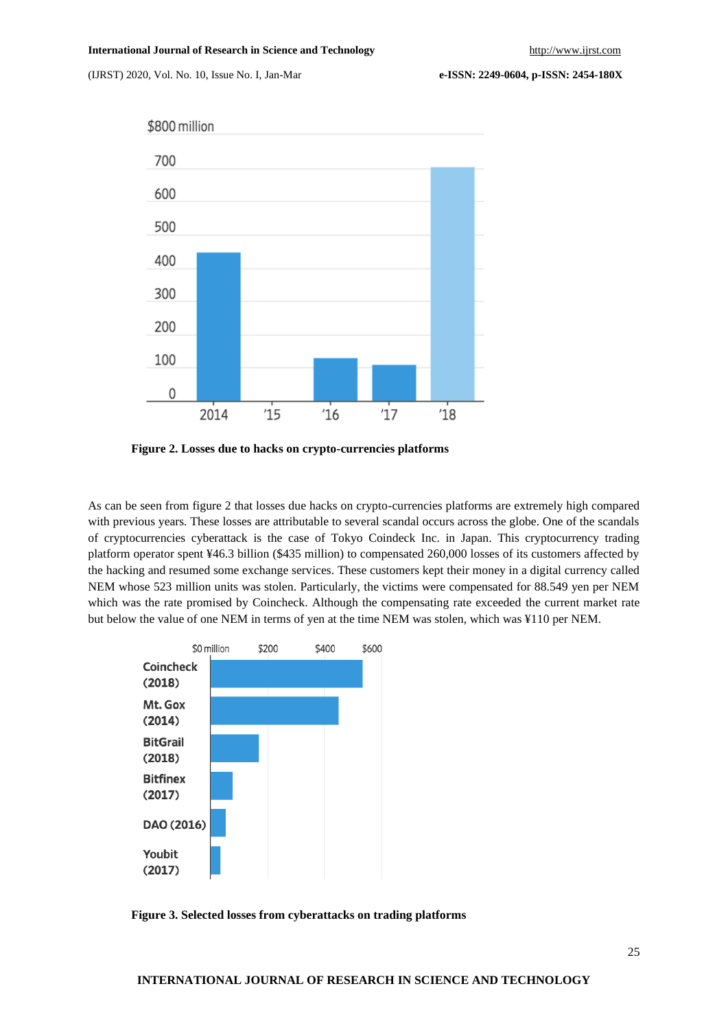**Figure 2. Losses due to hacks on crypto-currencies platforms**

As can be seen from figure 2 that losses due hacks on crypto-currencies platforms are extremely high compared with previous years. These losses are attributable to several scandal occurs across the globe. One of the scandals of cryptocurrencies cyberattack is the case of Tokyo Coindeck Inc. in Japan. This cryptocurrency trading platform operator spent ¥46.3 billion ($435 million) to compensated 260,000 losses of its customers affected by the hacking and resumed some exchange services. These customers kept their money in a digital currency called NEM whose 523 million units was stolen. Particularly, the victims were compensated for 88.549 yen per NEM which was the rate promised by Coincheck. Although the compensating rate exceeded the current market rate but below the value of one NEM in terms of yen at the time NEM was stolen, which was ¥110 per NEM.

**Figure 3. Selected losses from cyberattacks on trading platforms**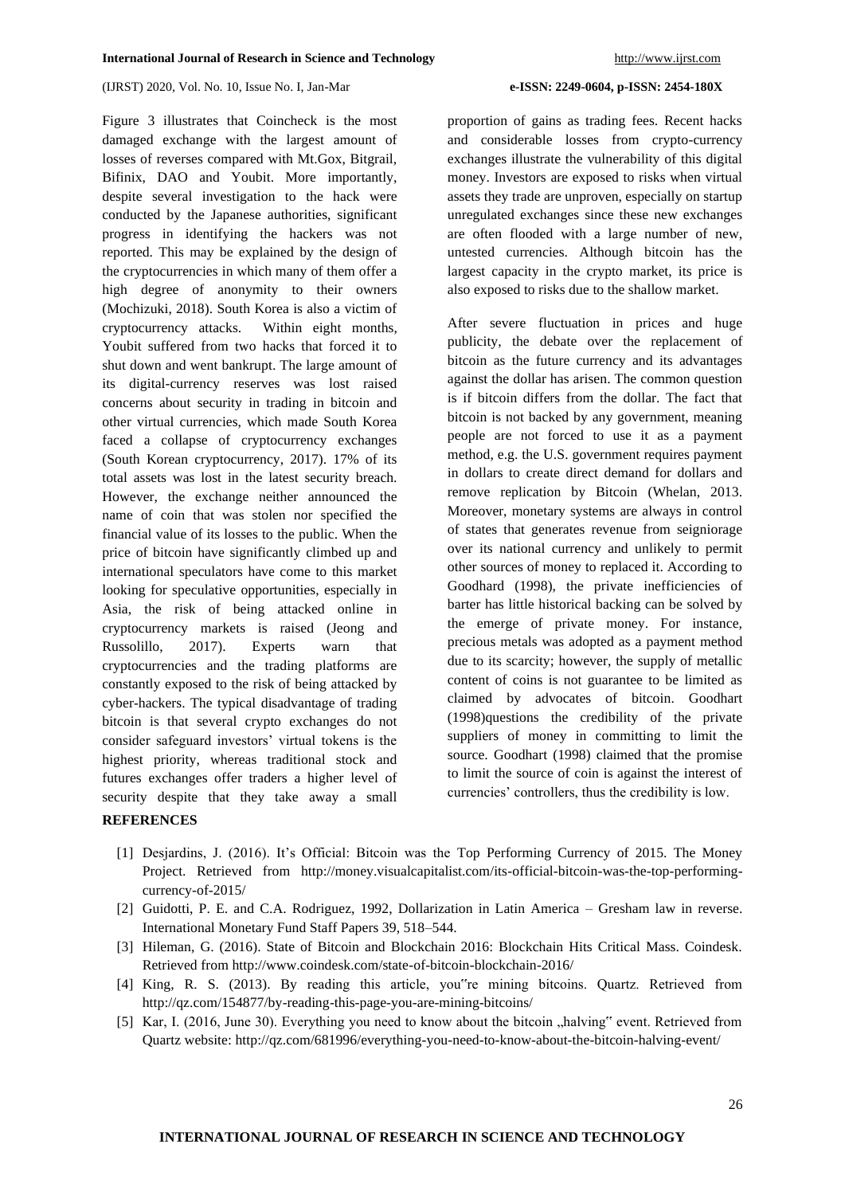Figure 3 illustrates that Coincheck is the most damaged exchange with the largest amount of losses of reverses compared with Mt.Gox, Bitgrail, Bifinix, DAO and Youbit. More importantly, despite several investigation to the hack were conducted by the Japanese authorities, significant progress in identifying the hackers was not reported. This may be explained by the design of the cryptocurrencies in which many of them offer a high degree of anonymity to their owners (Mochizuki, 2018). South Korea is also a victim of cryptocurrency attacks. Within eight months, Youbit suffered from two hacks that forced it to shut down and went bankrupt. The large amount of its digital-currency reserves was lost raised concerns about security in trading in bitcoin and other virtual currencies, which made South Korea faced a collapse of cryptocurrency exchanges (South Korean cryptocurrency, 2017). 17% of its total assets was lost in the latest security breach. However, the exchange neither announced the name of coin that was stolen nor specified the financial value of its losses to the public. When the price of bitcoin have significantly climbed up and international speculators have come to this market looking for speculative opportunities, especially in Asia, the risk of being attacked online in cryptocurrency markets is raised (Jeong and Russolillo, 2017). Experts warn that cryptocurrencies and the trading platforms are constantly exposed to the risk of being attacked by cyber-hackers. The typical disadvantage of trading bitcoin is that several crypto exchanges do not consider safeguard investors' virtual tokens is the highest priority, whereas traditional stock and futures exchanges offer traders a higher level of security despite that they take away a small proportion of gains as trading fees. Recent hacks and considerable losses from crypto-currency exchanges illustrate the vulnerability of this digital money. Investors are exposed to risks when virtual assets they trade are unproven, especially on startup unregulated exchanges since these new exchanges are often flooded with a large number of new, untested currencies. Although bitcoin has the largest capacity in the crypto market, its price is also exposed to risks due to the shallow market.

After severe fluctuation in prices and huge publicity, the debate over the replacement of bitcoin as the future currency and its advantages against the dollar has arisen. The common question is if bitcoin differs from the dollar. The fact that bitcoin is not backed by any government, meaning people are not forced to use it as a payment method, e.g. the U.S. government requires payment in dollars to create direct demand for dollars and remove replication by Bitcoin (Whelan, 2013. Moreover, monetary systems are always in control of states that generates revenue from seigniorage over its national currency and unlikely to permit other sources of money to replaced it. According to Goodhard (1998), the private inefficiencies of barter has little historical backing can be solved by the emerge of private money. For instance, precious metals was adopted as a payment method due to its scarcity; however, the supply of metallic content of coins is not guarantee to be limited as claimed by advocates of bitcoin. Goodhart (1998)questions the credibility of the private suppliers of money in committing to limit the source. Goodhart (1998) claimed that the promise to limit the source of coin is against the interest of currencies' controllers, thus the credibility is low.

## REFERENCES

[1] Desjardins, J. (2016). It's Official: Bitcoin was the Top Performing Currency of 2015. The Money Project. Retrieved from http://money.visualcapitalist.com/its-official-bitcoin-was-the-top-performing-currency-of-2015/

[2] Guidotti, P. E. and C.A. Rodriguez, 1992, Dollarization in Latin America – Gresham law in reverse. International Monetary Fund Staff Papers 39, 518–544.

[3] Hileman, G. (2016). State of Bitcoin and Blockchain 2016: Blockchain Hits Critical Mass. Coindesk. Retrieved from http://www.coindesk.com/state-of-bitcoin-blockchain-2016/

[4] King, R. S. (2013). By reading this article, you"re mining bitcoins. Quartz. Retrieved from http://qz.com/154877/by-reading-this-page-you-are-mining-bitcoins/

[5] Kar, I. (2016, June 30). Everything you need to know about the bitcoin „halving" event. Retrieved from Quartz website: http://qz.com/681996/everything-you-need-to-know-about-the-bitcoin-halving-event/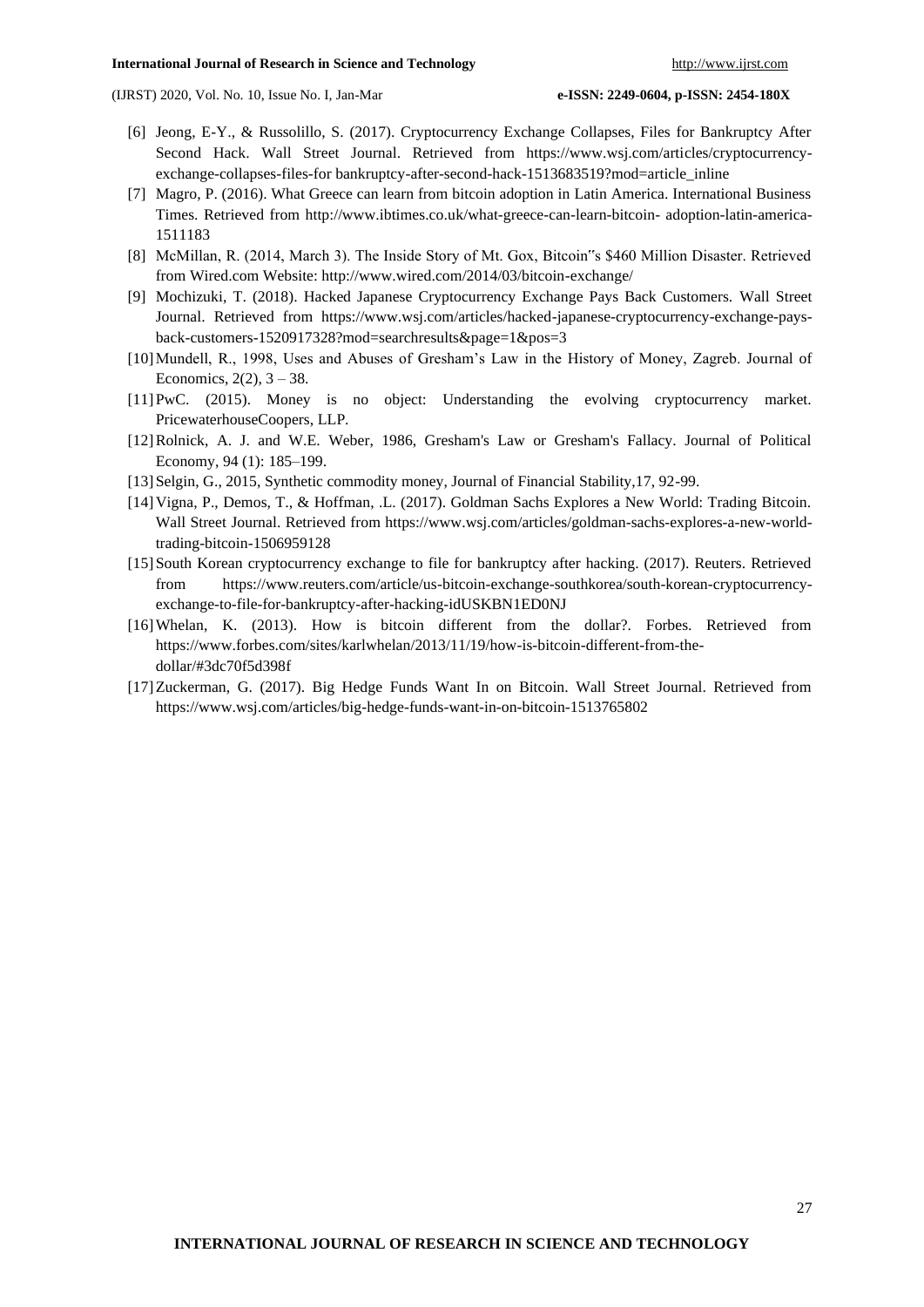[6] Jeong, E-Y., & Russolillo, S. (2017). Cryptocurrency Exchange Collapses, Files for Bankruptcy After Second Hack. Wall Street Journal. Retrieved from https://www.wsj.com/articles/cryptocurrency-exchange-collapses-files-for bankruptcy-after-second-hack-1513683519?mod=article_inline

[7] Magro, P. (2016). What Greece can learn from bitcoin adoption in Latin America. International Business Times. Retrieved from http://www.ibtimes.co.uk/what-greece-can-learn-bitcoin- adoption-latin-america-1511183

[8] McMillan, R. (2014, March 3). The Inside Story of Mt. Gox, Bitcoin"s $460 Million Disaster. Retrieved from Wired.com Website: http://www.wired.com/2014/03/bitcoin-exchange/

[9] Mochizuki, T. (2018). Hacked Japanese Cryptocurrency Exchange Pays Back Customers. Wall Street Journal. Retrieved from https://www.wsj.com/articles/hacked-japanese-cryptocurrency-exchange-pays-back-customers-1520917328?mod=searchresults&page=1&pos=3

[10] Mundell, R., 1998, Uses and Abuses of Gresham's Law in the History of Money, Zagreb. Journal of Economics, 2(2), 3 – 38.

[11] PwC. (2015). Money is no object: Understanding the evolving cryptocurrency market. PricewaterhouseCoopers, LLP.

[12] Rolnick, A. J. and W.E. Weber, 1986, Gresham's Law or Gresham's Fallacy. Journal of Political Economy, 94 (1): 185–199.

[13] Selgin, G., 2015, Synthetic commodity money, Journal of Financial Stability,17, 92-99.

[14] Vigna, P., Demos, T., & Hoffman, .L. (2017). Goldman Sachs Explores a New World: Trading Bitcoin. Wall Street Journal. Retrieved from https://www.wsj.com/articles/goldman-sachs-explores-a-new-world-trading-bitcoin-1506959128

[15] South Korean cryptocurrency exchange to file for bankruptcy after hacking. (2017). Reuters. Retrieved from https://www.reuters.com/article/us-bitcoin-exchange-southkorea/south-korean-cryptocurrency-exchange-to-file-for-bankruptcy-after-hacking-idUSKBN1ED0NJ

[16] Whelan, K. (2013). How is bitcoin different from the dollar?. Forbes. Retrieved from https://www.forbes.com/sites/karlwhelan/2013/11/19/how-is-bitcoin-different-from-the-dollar/#3dc70f5d398f

[17] Zuckerman, G. (2017). Big Hedge Funds Want In on Bitcoin. Wall Street Journal. Retrieved from https://www.wsj.com/articles/big-hedge-funds-want-in-on-bitcoin-1513765802